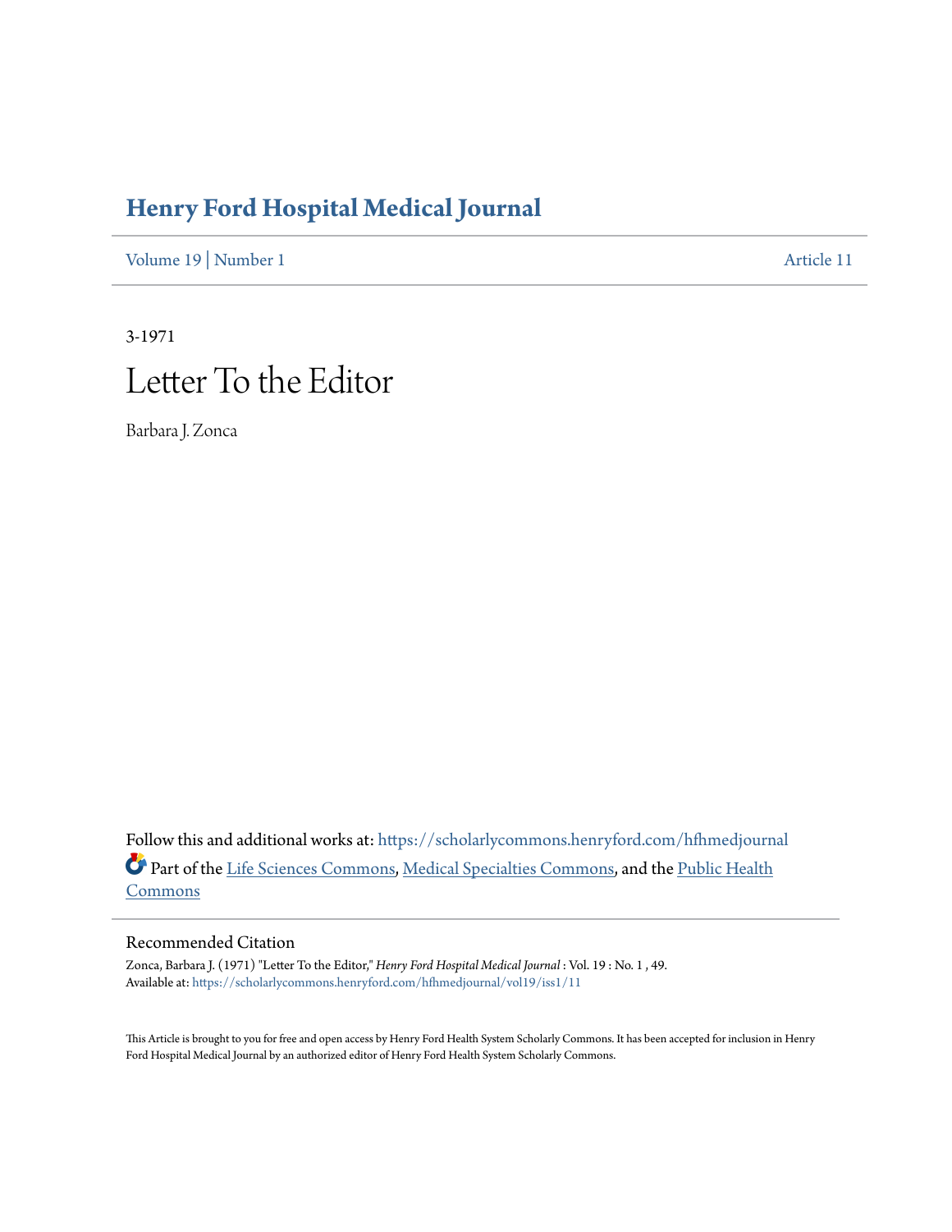# Henry Ford Hospital Medical Journal

Volume 19 | Number 1 Article 11

3-1971

# Letter To the Editor

Barbara J. Zonca

Follow this and additional works at: https://scholarlycommons.henryford.com/hfhmedjournal

Part of the Life Sciences Commons, Medical Specialties Commons, and the Public Health Commons

## Recommended Citation

Zonca, Barbara J. (1971) "Letter To the Editor," *Henry Ford Hospital Medical Journal* : Vol. 19 : No. 1 , 49.
Available at: https://scholarlycommons.henryford.com/hfhmedjournal/vol19/iss1/11

This Article is brought to you for free and open access by Henry Ford Health System Scholarly Commons. It has been accepted for inclusion in Henry Ford Hospital Medical Journal by an authorized editor of Henry Ford Health System Scholarly Commons.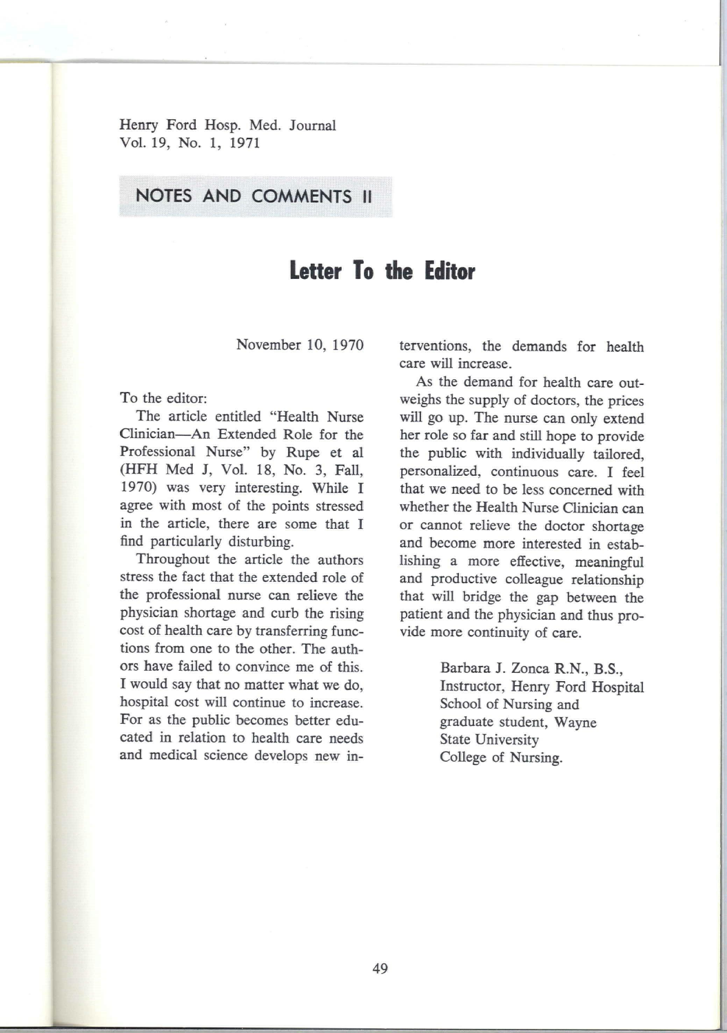## NOTES AND COMMENTS II

# Letter To the Editor

November 10, 1970

To the editor:

The article entitled "Health Nurse Clinician—An Extended Role for the Professional Nurse" by Rupe et al (HFH Med J, Vol. 18, No. 3, Fall, 1970) was very interesting. While I agree with most of the points stressed in the article, there are some that I find particularly disturbing.

Throughout the article the authors stress the fact that the extended role of the professional nurse can relieve the physician shortage and curb the rising cost of health care by transferring functions from one to the other. The authors have failed to convince me of this. I would say that no matter what we do, hospital cost will continue to increase. For as the public becomes better educated in relation to health care needs and medical science develops new interventions, the demands for health care will increase.

As the demand for health care outweighs the supply of doctors, the prices will go up. The nurse can only extend her role so far and still hope to provide the public with individually tailored, personalized, continuous care. I feel that we need to be less concerned with whether the Health Nurse Clinician can or cannot relieve the doctor shortage and become more interested in establishing a more effective, meaningful and productive colleague relationship that will bridge the gap between the patient and the physician and thus provide more continuity of care.

Barbara J. Zonca R.N., B.S.,
Instructor, Henry Ford Hospital
School of Nursing and
graduate student, Wayne
State University
College of Nursing.